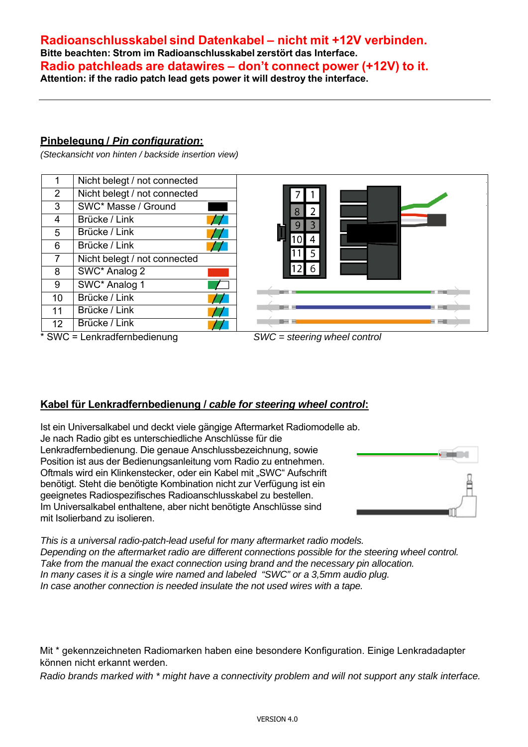**Radioanschlusskabel sind Datenkabel – nicht mit +12V verbinden.**
**Bitte beachten: Strom im Radioanschlusskabel zerstört das Interface.**
**Radio patchleads are datawires – don't connect power (+12V) to it.**
**Attention: if the radio patch lead gets power it will destroy the interface.**

---

## Pinbelegung / *Pin configuration*:

*(Steckansicht von hinten / backside insertion view)*

| Pin | Belegung / Configuration |
|---|---|
| 1 | Nicht belegt / not connected |
| 2 | Nicht belegt / not connected |
| 3 | SWC* Masse / Ground |
| 4 | Brücke / Link |
| 5 | Brücke / Link |
| 6 | Brücke / Link |
| 7 | Nicht belegt / not connected |
| 8 | SWC* Analog 2 |
| 9 | SWC* Analog 1 |
| 10 | Brücke / Link |
| 11 | Brücke / Link |
| 12 | Brücke / Link |

\* SWC = Lenkradfernbedienung

*SWC = steering wheel control*

## Kabel für Lenkradfernbedienung / *cable for steering wheel control*:

Ist ein Universalkabel und deckt viele gängige Aftermarket Radiomodelle ab. Je nach Radio gibt es unterschiedliche Anschlüsse für die Lenkradfernbedienung. Die genaue Anschlussbezeichnung, sowie Position ist aus der Bedienungsanleitung vom Radio zu entnehmen. Oftmals wird ein Klinkenstecker, oder ein Kabel mit „SWC" Aufschrift benötigt. Steht die benötigte Kombination nicht zur Verfügung ist ein geeignetes Radiospezifisches Radioanschlusskabel zu bestellen. Im Universalkabel enthaltene, aber nicht benötigte Anschlüsse sind mit Isolierband zu isolieren.

*This is a universal radio-patch-lead useful for many aftermarket radio models.*
*Depending on the aftermarket radio are different connections possible for the steering wheel control.*
*Take from the manual the exact connection using brand and the necessary pin allocation.*
*In many cases it is a single wire named and labeled "SWC" or a 3,5mm audio plug.*
*In case another connection is needed insulate the not used wires with a tape.*

Mit * gekennzeichneten Radiomarken haben eine besondere Konfiguration. Einige Lenkradadapter können nicht erkannt werden.

*Radio brands marked with * might have a connectivity problem and will not support any stalk interface.*

VERSION 4.0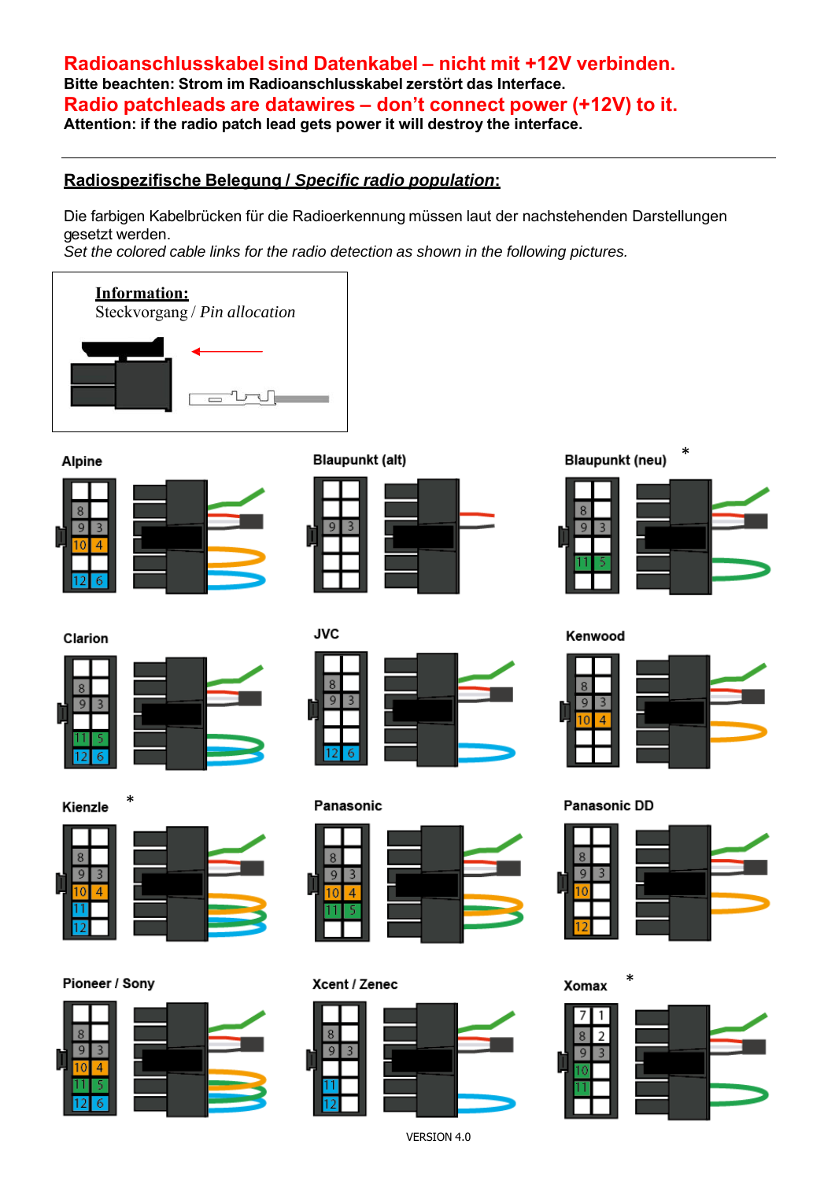**Radioanschlusskabel sind Datenkabel – nicht mit +12V verbinden.**

**Bitte beachten: Strom im Radioanschlusskabel zerstört das Interface.**

**Radio patchleads are datawires – don't connect power (+12V) to it.**

**Attention: if the radio patch lead gets power it will destroy the interface.**

---

## Radiospezifische Belegung / *Specific radio population*:

Die farbigen Kabelbrücken für die Radioerkennung müssen laut der nachstehenden Darstellungen gesetzt werden.

*Set the colored cable links for the radio detection as shown in the following pictures.*

**Information:**

Steckvorgang / *Pin allocation*

Alpine

8, 9, 3, 10, 4, 12, 6

Blaupunkt (alt)

9, 3

Blaupunkt (neu) *

8, 9, 3, 11, 5

Clarion

8, 9, 3, 11, 5, 12, 6

JVC

8, 9, 3, 12, 6

Kenwood

8, 9, 3, 10, 4

Kienzle *

8, 9, 3, 10, 4, 11, 12

Panasonic

8, 9, 3, 10, 4, 11, 5

Panasonic DD

8, 9, 3, 10, 12

Pioneer / Sony

8, 9, 3, 10, 4, 11, 5, 12, 6

Xcent / Zenec

8, 9, 3, 11, 12

Xomax *

7, 1, 8, 2, 9, 3, 10, 11

VERSION 4.0